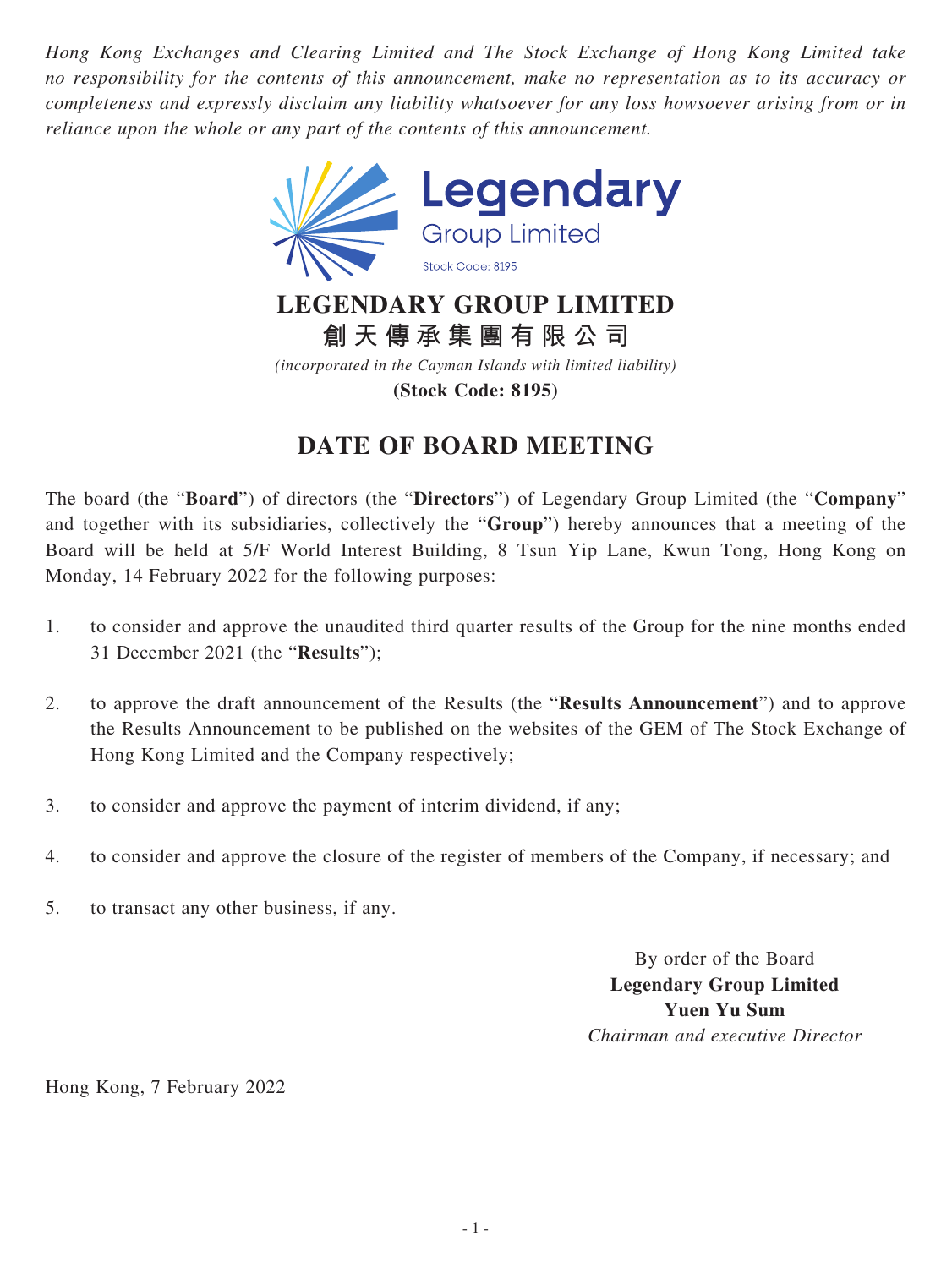*Hong Kong Exchanges and Clearing Limited and The Stock Exchange of Hong Kong Limited take no responsibility for the contents of this announcement, make no representation as to its accuracy or completeness and expressly disclaim any liability whatsoever for any loss howsoever arising from or in reliance upon the whole or any part of the contents of this announcement.*

Legendary
Group Limited
Stock Code: 8195

# LEGENDARY GROUP LIMITED
# 創天傳承集團有限公司

*(incorporated in the Cayman Islands with limited liability)*

**(Stock Code: 8195)**

## DATE OF BOARD MEETING

The board (the "**Board**") of directors (the "**Directors**") of Legendary Group Limited (the "**Company**" and together with its subsidiaries, collectively the "**Group**") hereby announces that a meeting of the Board will be held at 5/F World Interest Building, 8 Tsun Yip Lane, Kwun Tong, Hong Kong on Monday, 14 February 2022 for the following purposes:

1. to consider and approve the unaudited third quarter results of the Group for the nine months ended 31 December 2021 (the "**Results**");
2. to approve the draft announcement of the Results (the "**Results Announcement**") and to approve the Results Announcement to be published on the websites of the GEM of The Stock Exchange of Hong Kong Limited and the Company respectively;
3. to consider and approve the payment of interim dividend, if any;
4. to consider and approve the closure of the register of members of the Company, if necessary; and
5. to transact any other business, if any.

By order of the Board
**Legendary Group Limited**
**Yuen Yu Sum**
*Chairman and executive Director*

Hong Kong, 7 February 2022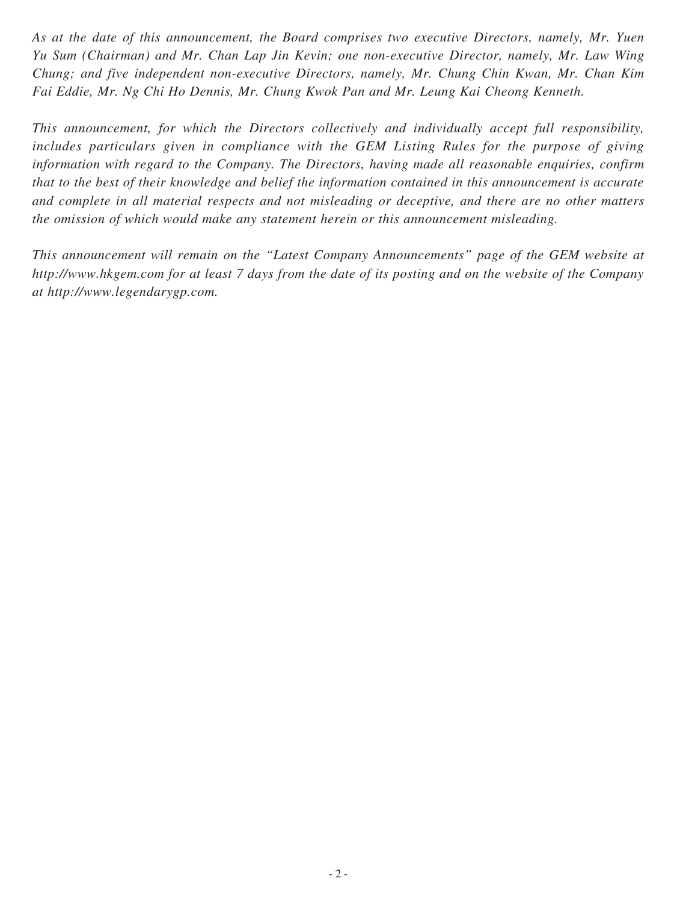*As at the date of this announcement, the Board comprises two executive Directors, namely, Mr. Yuen Yu Sum (Chairman) and Mr. Chan Lap Jin Kevin; one non-executive Director, namely, Mr. Law Wing Chung; and five independent non-executive Directors, namely, Mr. Chung Chin Kwan, Mr. Chan Kim Fai Eddie, Mr. Ng Chi Ho Dennis, Mr. Chung Kwok Pan and Mr. Leung Kai Cheong Kenneth.*

*This announcement, for which the Directors collectively and individually accept full responsibility, includes particulars given in compliance with the GEM Listing Rules for the purpose of giving information with regard to the Company. The Directors, having made all reasonable enquiries, confirm that to the best of their knowledge and belief the information contained in this announcement is accurate and complete in all material respects and not misleading or deceptive, and there are no other matters the omission of which would make any statement herein or this announcement misleading.*

*This announcement will remain on the "Latest Company Announcements" page of the GEM website at http://www.hkgem.com for at least 7 days from the date of its posting and on the website of the Company at http://www.legendarygp.com.*